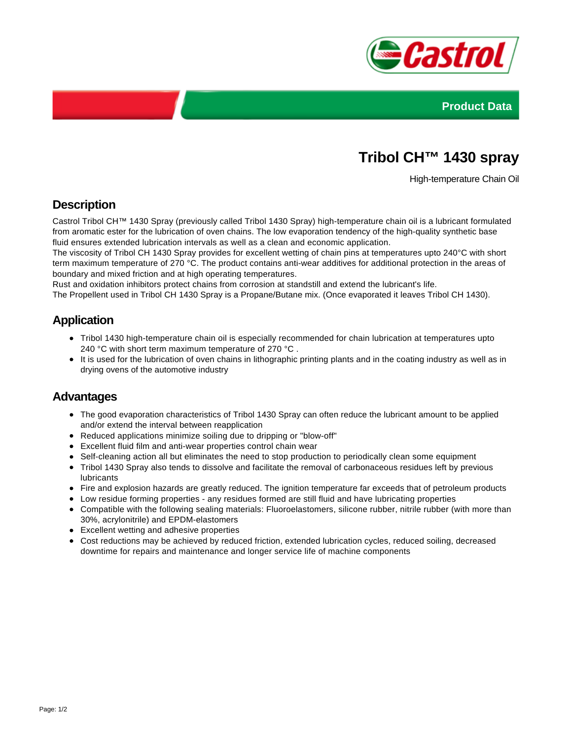Product Data

# Tribol CH™ 1430 spray

High-temperature Chain Oil

## Description

Castrol Tribol CH™ 1430 Spray (previously called Tribol 1430 Spray) high-temperature chain oil is a lubricant formulated from aromatic ester for the lubrication of oven chains. The low evaporation tendency of the high-quality synthetic base fluid ensures extended lubrication intervals as well as a clean and economic application.
The viscosity of Tribol CH 1430 Spray provides for excellent wetting of chain pins at temperatures upto 240°C with short term maximum temperature of 270 °C. The product contains anti-wear additives for additional protection in the areas of boundary and mixed friction and at high operating temperatures.
Rust and oxidation inhibitors protect chains from corrosion at standstill and extend the lubricant's life.
The Propellent used in Tribol CH 1430 Spray is a Propane/Butane mix. (Once evaporated it leaves Tribol CH 1430).

## Application

- Tribol 1430 high-temperature chain oil is especially recommended for chain lubrication at temperatures upto 240 °C with short term maximum temperature of 270 °C .
- It is used for the lubrication of oven chains in lithographic printing plants and in the coating industry as well as in drying ovens of the automotive industry

## Advantages

- The good evaporation characteristics of Tribol 1430 Spray can often reduce the lubricant amount to be applied and/or extend the interval between reapplication
- Reduced applications minimize soiling due to dripping or "blow-off"
- Excellent fluid film and anti-wear properties control chain wear
- Self-cleaning action all but eliminates the need to stop production to periodically clean some equipment
- Tribol 1430 Spray also tends to dissolve and facilitate the removal of carbonaceous residues left by previous lubricants
- Fire and explosion hazards are greatly reduced. The ignition temperature far exceeds that of petroleum products
- Low residue forming properties - any residues formed are still fluid and have lubricating properties
- Compatible with the following sealing materials: Fluoroelastomers, silicone rubber, nitrile rubber (with more than 30%, acrylonitrile) and EPDM-elastomers
- Excellent wetting and adhesive properties
- Cost reductions may be achieved by reduced friction, extended lubrication cycles, reduced soiling, decreased downtime for repairs and maintenance and longer service life of machine components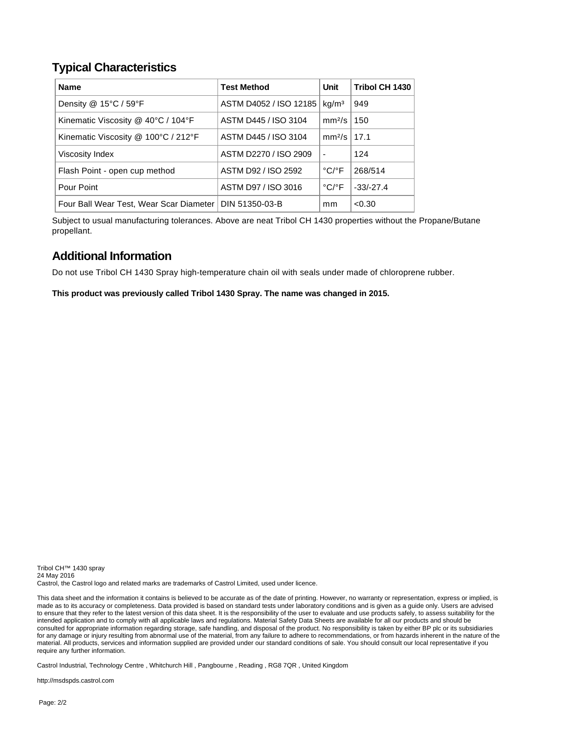## Typical Characteristics

| Name | Test Method | Unit | Tribol CH 1430 |
|---|---|---|---|
| Density @ 15°C / 59°F | ASTM D4052 / ISO 12185 | kg/m³ | 949 |
| Kinematic Viscosity @ 40°C / 104°F | ASTM D445 / ISO 3104 | mm²/s | 150 |
| Kinematic Viscosity @ 100°C / 212°F | ASTM D445 / ISO 3104 | mm²/s | 17.1 |
| Viscosity Index | ASTM D2270 / ISO 2909 | - | 124 |
| Flash Point - open cup method | ASTM D92 / ISO 2592 | °C/°F | 268/514 |
| Pour Point | ASTM D97 / ISO 3016 | °C/°F | -33/-27.4 |
| Four Ball Wear Test, Wear Scar Diameter | DIN 51350-03-B | mm | <0.30 |

Subject to usual manufacturing tolerances. Above are neat Tribol CH 1430 properties without the Propane/Butane propellant.

## Additional Information

Do not use Tribol CH 1430 Spray high-temperature chain oil with seals under made of chloroprene rubber.

**This product was previously called Tribol 1430 Spray. The name was changed in 2015.**

Tribol CH™ 1430 spray
24 May 2016
Castrol, the Castrol logo and related marks are trademarks of Castrol Limited, used under licence.

This data sheet and the information it contains is believed to be accurate as of the date of printing. However, no warranty or representation, express or implied, is made as to its accuracy or completeness. Data provided is based on standard tests under laboratory conditions and is given as a guide only. Users are advised to ensure that they refer to the latest version of this data sheet. It is the responsibility of the user to evaluate and use products safely, to assess suitability for the intended application and to comply with all applicable laws and regulations. Material Safety Data Sheets are available for all our products and should be consulted for appropriate information regarding storage, safe handling, and disposal of the product. No responsibility is taken by either BP plc or its subsidiaries for any damage or injury resulting from abnormal use of the material, from any failure to adhere to recommendations, or from hazards inherent in the nature of the material. All products, services and information supplied are provided under our standard conditions of sale. You should consult our local representative if you require any further information.

Castrol Industrial, Technology Centre , Whitchurch Hill , Pangbourne , Reading , RG8 7QR , United Kingdom

http://msdspds.castrol.com